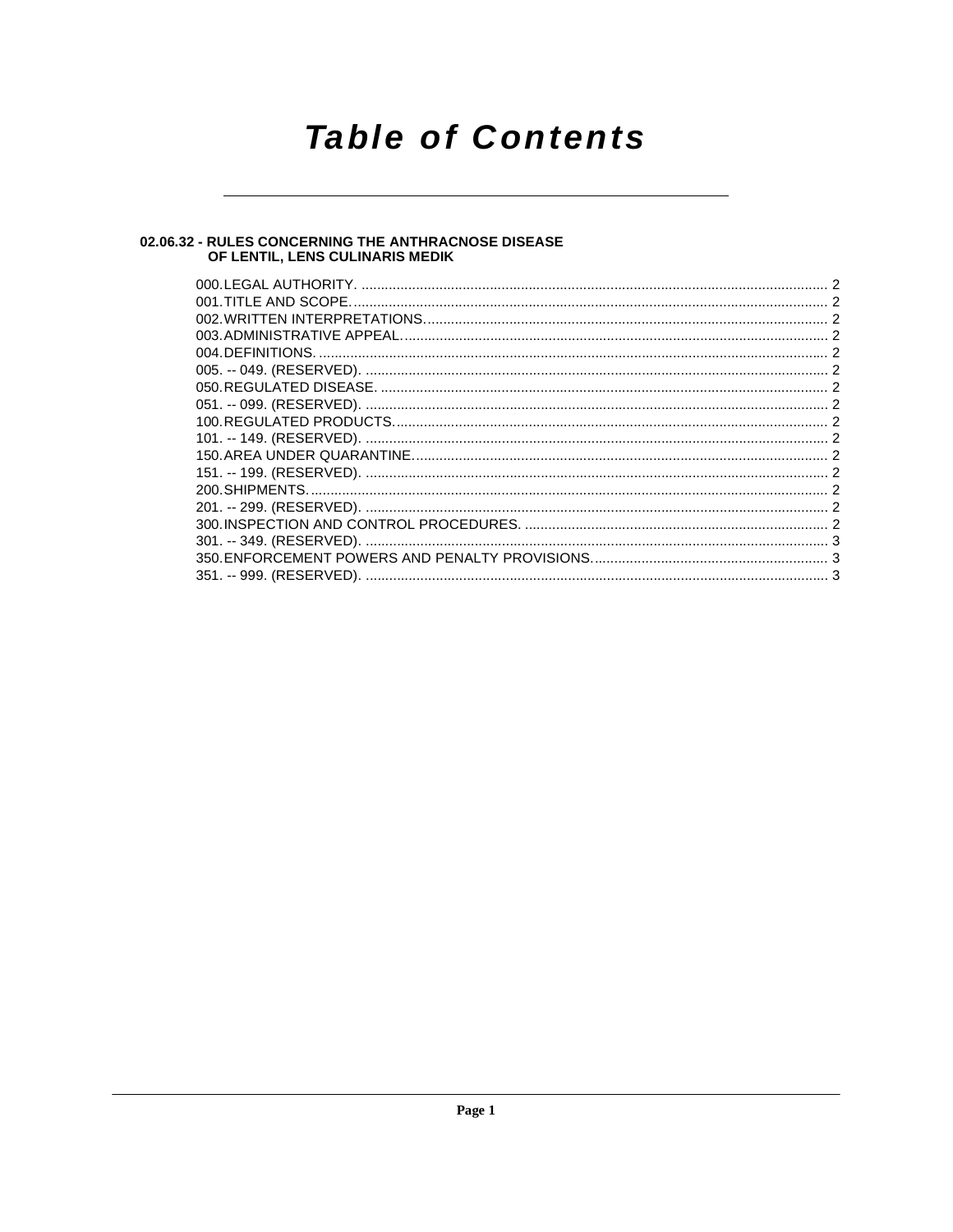# Table of Contents

## 02.06.32 - RULES CONCERNING THE ANTHRACNOSE DISEASE OF LENTIL, LENS CULINARIS MEDIK

000. LEGAL AUTHORITY. .......... 2
001. TITLE AND SCOPE. .......... 2
002. WRITTEN INTERPRETATIONS. .......... 2
003. ADMINISTRATIVE APPEAL. .......... 2
004. DEFINITIONS. .......... 2
005. -- 049. (RESERVED). .......... 2
050. REGULATED DISEASE. .......... 2
051. -- 099. (RESERVED). .......... 2
100. REGULATED PRODUCTS. .......... 2
101. -- 149. (RESERVED). .......... 2
150. AREA UNDER QUARANTINE. .......... 2
151. -- 199. (RESERVED). .......... 2
200. SHIPMENTS. .......... 2
201. -- 299. (RESERVED). .......... 2
300. INSPECTION AND CONTROL PROCEDURES. .......... 2
301. -- 349. (RESERVED). .......... 3
350. ENFORCEMENT POWERS AND PENALTY PROVISIONS. .......... 3
351. -- 999. (RESERVED). .......... 3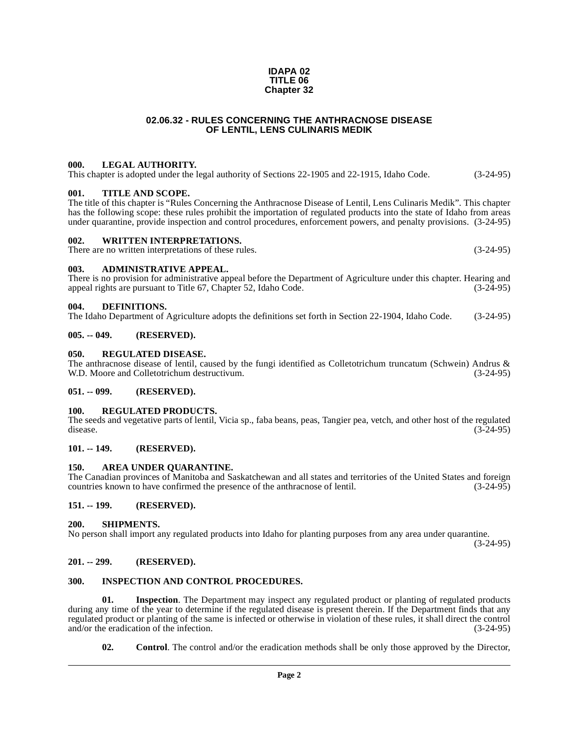**IDAPA 02**
**TITLE 06**
**Chapter 32**

# 02.06.32 - RULES CONCERNING THE ANTHRACNOSE DISEASE OF LENTIL, LENS CULINARIS MEDIK

**000. LEGAL AUTHORITY.**
This chapter is adopted under the legal authority of Sections 22-1905 and 22-1915, Idaho Code. (3-24-95)

**001. TITLE AND SCOPE.**
The title of this chapter is "Rules Concerning the Anthracnose Disease of Lentil, Lens Culinaris Medik". This chapter has the following scope: these rules prohibit the importation of regulated products into the state of Idaho from areas under quarantine, provide inspection and control procedures, enforcement powers, and penalty provisions. (3-24-95)

**002. WRITTEN INTERPRETATIONS.**
There are no written interpretations of these rules. (3-24-95)

**003. ADMINISTRATIVE APPEAL.**
There is no provision for administrative appeal before the Department of Agriculture under this chapter. Hearing and appeal rights are pursuant to Title 67, Chapter 52, Idaho Code. (3-24-95)

**004. DEFINITIONS.**
The Idaho Department of Agriculture adopts the definitions set forth in Section 22-1904, Idaho Code. (3-24-95)

**005. -- 049. (RESERVED).**

**050. REGULATED DISEASE.**
The anthracnose disease of lentil, caused by the fungi identified as Colletotrichum truncatum (Schwein) Andrus & W.D. Moore and Colletotrichum destructivum. (3-24-95)

**051. -- 099. (RESERVED).**

**100. REGULATED PRODUCTS.**
The seeds and vegetative parts of lentil, Vicia sp., faba beans, peas, Tangier pea, vetch, and other host of the regulated disease. (3-24-95)

**101. -- 149. (RESERVED).**

**150. AREA UNDER QUARANTINE.**
The Canadian provinces of Manitoba and Saskatchewan and all states and territories of the United States and foreign countries known to have confirmed the presence of the anthracnose of lentil. (3-24-95)

**151. -- 199. (RESERVED).**

**200. SHIPMENTS.**
No person shall import any regulated products into Idaho for planting purposes from any area under quarantine. (3-24-95)

**201. -- 299. (RESERVED).**

**300. INSPECTION AND CONTROL PROCEDURES.**

**01. Inspection**. The Department may inspect any regulated product or planting of regulated products during any time of the year to determine if the regulated disease is present therein. If the Department finds that any regulated product or planting of the same is infected or otherwise in violation of these rules, it shall direct the control and/or the eradication of the infection. (3-24-95)

**02. Control**. The control and/or the eradication methods shall be only those approved by the Director,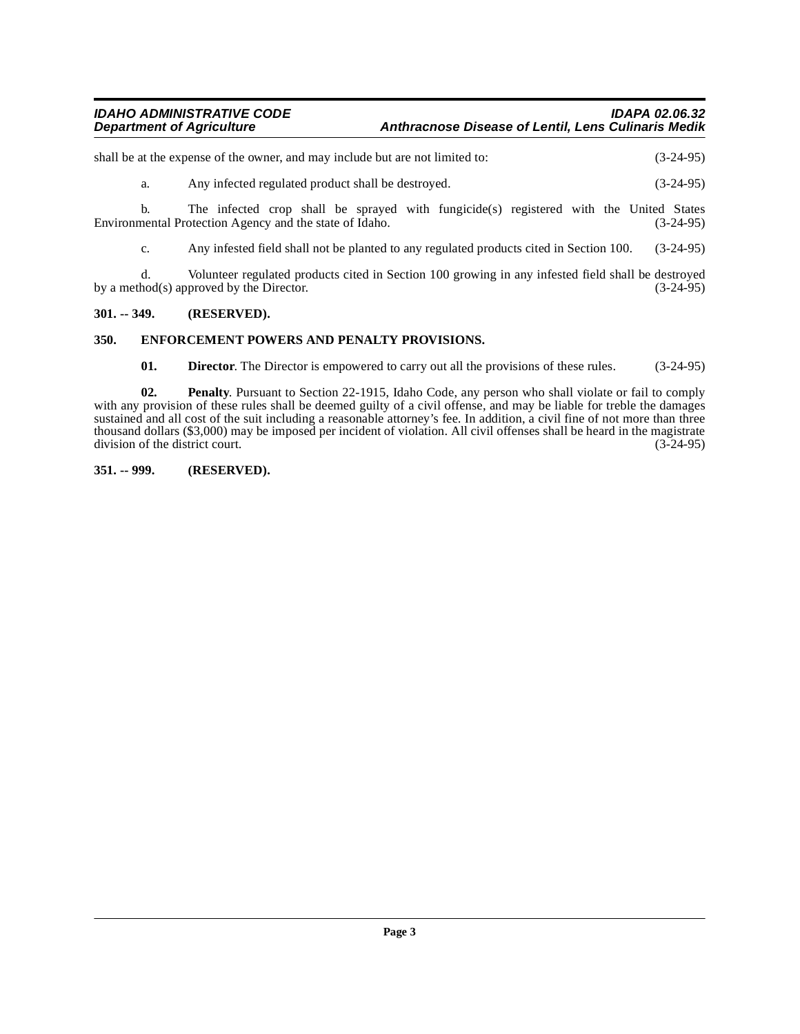shall be at the expense of the owner, and may include but are not limited to: (3-24-95)

a. Any infected regulated product shall be destroyed. (3-24-95)

b. The infected crop shall be sprayed with fungicide(s) registered with the United States Environmental Protection Agency and the state of Idaho. (3-24-95)

c. Any infested field shall not be planted to any regulated products cited in Section 100. (3-24-95)

d. Volunteer regulated products cited in Section 100 growing in any infested field shall be destroyed by a method(s) approved by the Director. (3-24-95)

**301. -- 349. (RESERVED).**

**350. ENFORCEMENT POWERS AND PENALTY PROVISIONS.**

**01. Director**. The Director is empowered to carry out all the provisions of these rules. (3-24-95)

**02. Penalty**. Pursuant to Section 22-1915, Idaho Code, any person who shall violate or fail to comply with any provision of these rules shall be deemed guilty of a civil offense, and may be liable for treble the damages sustained and all cost of the suit including a reasonable attorney's fee. In addition, a civil fine of not more than three thousand dollars ($3,000) may be imposed per incident of violation. All civil offenses shall be heard in the magistrate division of the district court. (3-24-95)

**351. -- 999. (RESERVED).**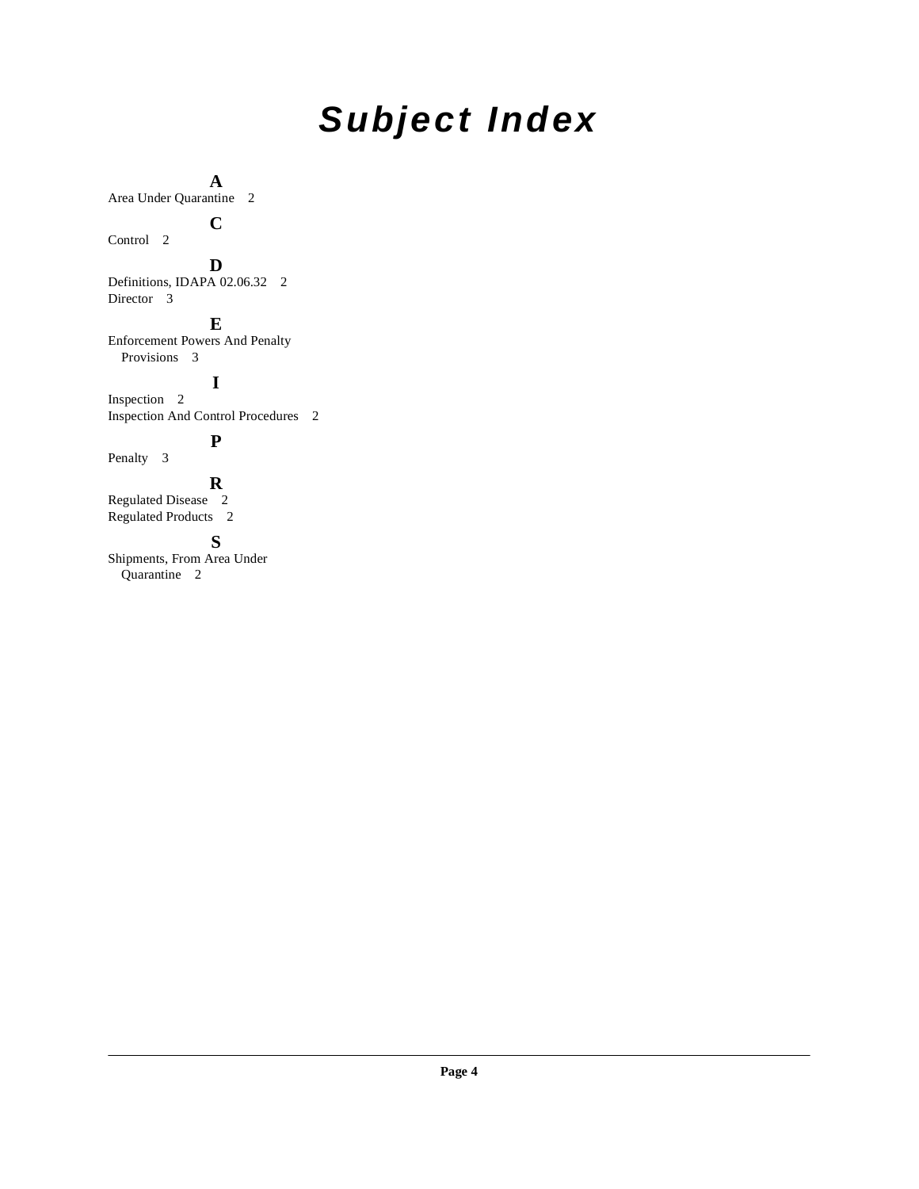# Subject Index

**A**

Area Under Quarantine 2

**C**

Control 2

**D**

Definitions, IDAPA 02.06.32 2
Director 3

**E**

Enforcement Powers And Penalty Provisions 3

**I**

Inspection 2
Inspection And Control Procedures 2

**P**

Penalty 3

**R**

Regulated Disease 2
Regulated Products 2

**S**

Shipments, From Area Under Quarantine 2